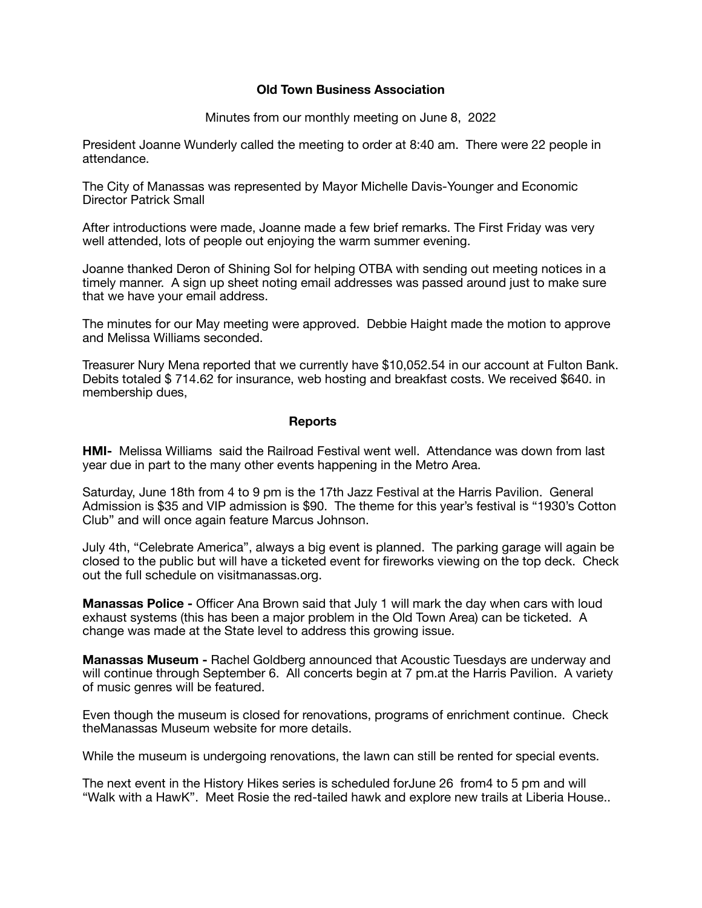# Old Town Business Association

Minutes from our monthly meeting on June 8, 2022

President Joanne Wunderly called the meeting to order at 8:40 am. There were 22 people in attendance.

The City of Manassas was represented by Mayor Michelle Davis-Younger and Economic Director Patrick Small

After introductions were made, Joanne made a few brief remarks. The First Friday was very well attended, lots of people out enjoying the warm summer evening.

Joanne thanked Deron of Shining Sol for helping OTBA with sending out meeting notices in a timely manner. A sign up sheet noting email addresses was passed around just to make sure that we have your email address.

The minutes for our May meeting were approved. Debbie Haight made the motion to approve and Melissa Williams seconded.

Treasurer Nury Mena reported that we currently have $10,052.54 in our account at Fulton Bank. Debits totaled $ 714.62 for insurance, web hosting and breakfast costs. We received $640. in membership dues,

## Reports

**HMI-** Melissa Williams said the Railroad Festival went well. Attendance was down from last year due in part to the many other events happening in the Metro Area.

Saturday, June 18th from 4 to 9 pm is the 17th Jazz Festival at the Harris Pavilion. General Admission is $35 and VIP admission is $90. The theme for this year's festival is "1930's Cotton Club" and will once again feature Marcus Johnson.

July 4th, "Celebrate America", always a big event is planned. The parking garage will again be closed to the public but will have a ticketed event for fireworks viewing on the top deck. Check out the full schedule on visitmanassas.org.

**Manassas Police -** Officer Ana Brown said that July 1 will mark the day when cars with loud exhaust systems (this has been a major problem in the Old Town Area) can be ticketed. A change was made at the State level to address this growing issue.

**Manassas Museum -** Rachel Goldberg announced that Acoustic Tuesdays are underway and will continue through September 6. All concerts begin at 7 pm.at the Harris Pavilion. A variety of music genres will be featured.

Even though the museum is closed for renovations, programs of enrichment continue. Check theManassas Museum website for more details.

While the museum is undergoing renovations, the lawn can still be rented for special events.

The next event in the History Hikes series is scheduled forJune 26 from4 to 5 pm and will "Walk with a HawK". Meet Rosie the red-tailed hawk and explore new trails at Liberia House..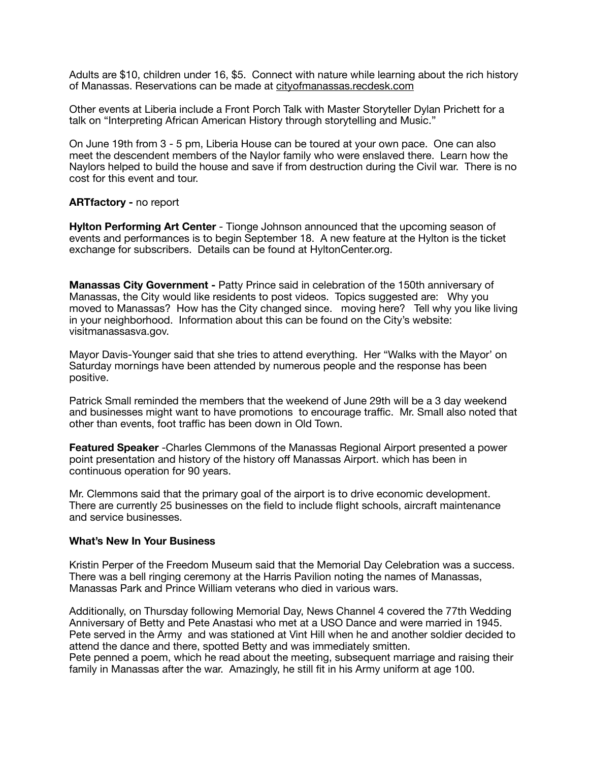Adults are $10, children under 16, $5. Connect with nature while learning about the rich history of Manassas. Reservations can be made at cityofmanassas.recdesk.com

Other events at Liberia include a Front Porch Talk with Master Storyteller Dylan Prichett for a talk on "Interpreting African American History through storytelling and Music."

On June 19th from 3 - 5 pm, Liberia House can be toured at your own pace. One can also meet the descendent members of the Naylor family who were enslaved there. Learn how the Naylors helped to build the house and save if from destruction during the Civil war. There is no cost for this event and tour.

**ARTfactory -** no report

**Hylton Performing Art Center** - Tionge Johnson announced that the upcoming season of events and performances is to begin September 18. A new feature at the Hylton is the ticket exchange for subscribers. Details can be found at HyltonCenter.org.

**Manassas City Government -** Patty Prince said in celebration of the 150th anniversary of Manassas, the City would like residents to post videos. Topics suggested are: Why you moved to Manassas? How has the City changed since. moving here? Tell why you like living in your neighborhood. Information about this can be found on the City's website: visitmanassasva.gov.

Mayor Davis-Younger said that she tries to attend everything. Her "Walks with the Mayor' on Saturday mornings have been attended by numerous people and the response has been positive.

Patrick Small reminded the members that the weekend of June 29th will be a 3 day weekend and businesses might want to have promotions to encourage traffic. Mr. Small also noted that other than events, foot traffic has been down in Old Town.

**Featured Speaker** -Charles Clemmons of the Manassas Regional Airport presented a power point presentation and history of the history off Manassas Airport. which has been in continuous operation for 90 years.

Mr. Clemmons said that the primary goal of the airport is to drive economic development. There are currently 25 businesses on the field to include flight schools, aircraft maintenance and service businesses.

**What's New In Your Business**

Kristin Perper of the Freedom Museum said that the Memorial Day Celebration was a success. There was a bell ringing ceremony at the Harris Pavilion noting the names of Manassas, Manassas Park and Prince William veterans who died in various wars.

Additionally, on Thursday following Memorial Day, News Channel 4 covered the 77th Wedding Anniversary of Betty and Pete Anastasi who met at a USO Dance and were married in 1945. Pete served in the Army and was stationed at Vint Hill when he and another soldier decided to attend the dance and there, spotted Betty and was immediately smitten.
Pete penned a poem, which he read about the meeting, subsequent marriage and raising their family in Manassas after the war. Amazingly, he still fit in his Army uniform at age 100.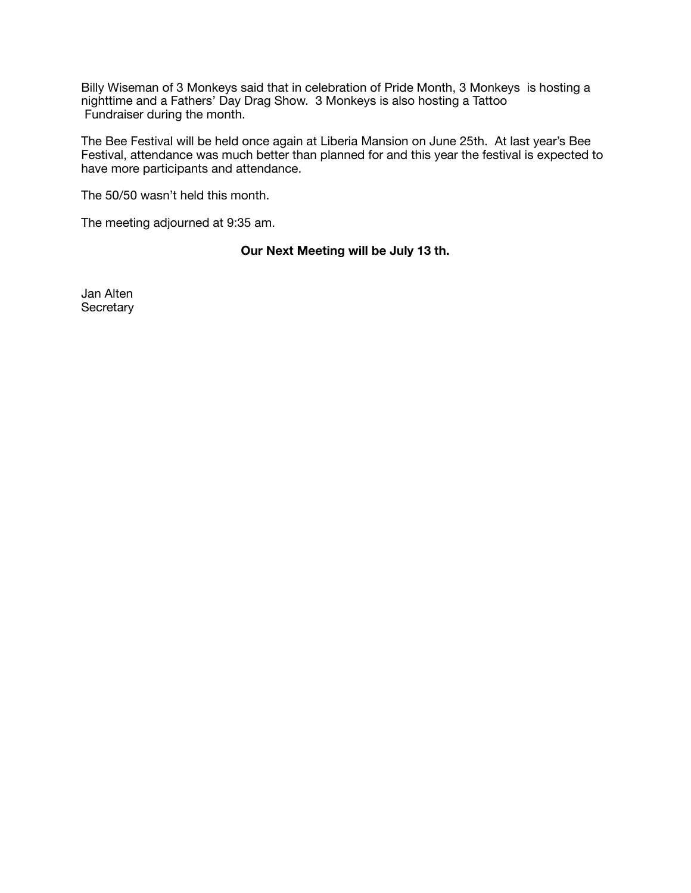Billy Wiseman of 3 Monkeys said that in celebration of Pride Month, 3 Monkeys is hosting a nighttime and a Fathers' Day Drag Show. 3 Monkeys is also hosting a Tattoo Fundraiser during the month.

The Bee Festival will be held once again at Liberia Mansion on June 25th. At last year's Bee Festival, attendance was much better than planned for and this year the festival is expected to have more participants and attendance.

The 50/50 wasn't held this month.

The meeting adjourned at 9:35 am.

**Our Next Meeting will be July 13 th.**

Jan Alten
Secretary